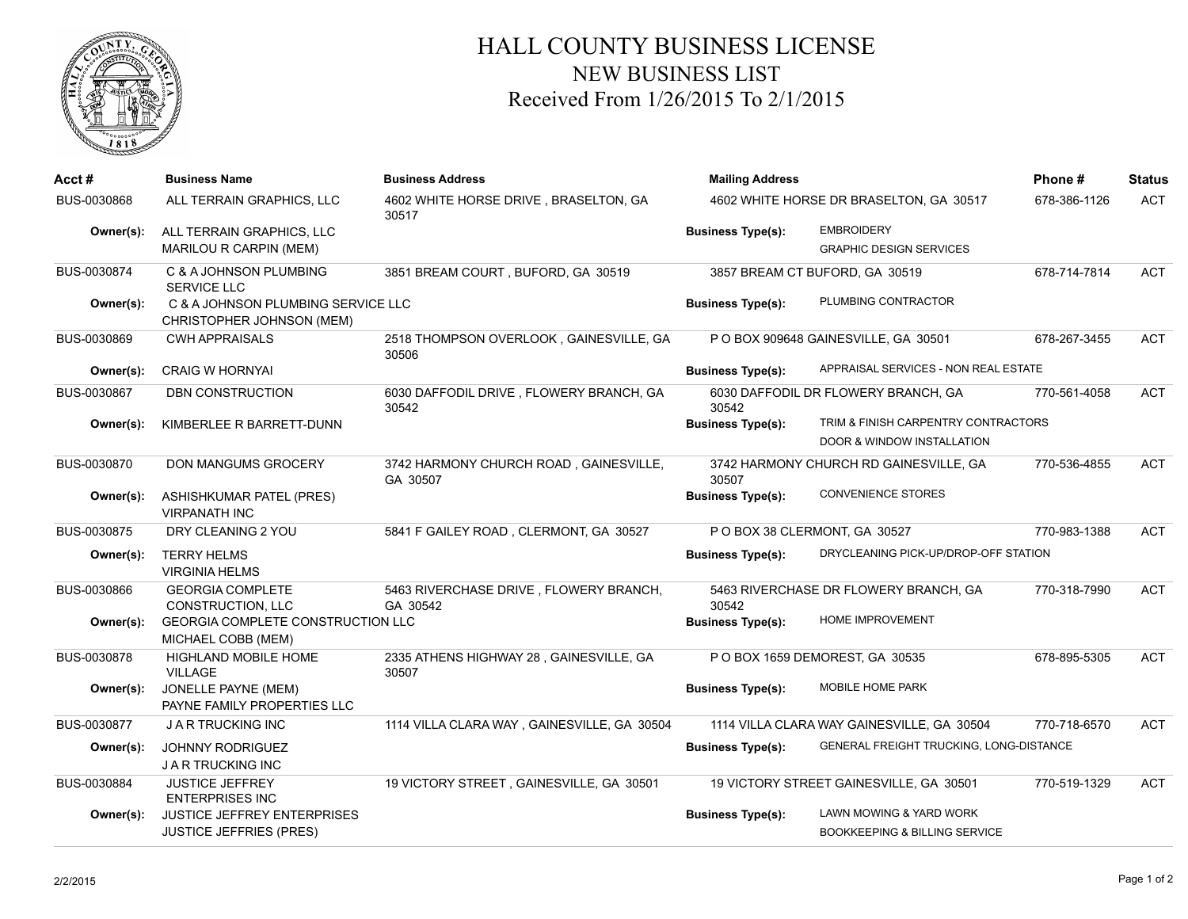# HALL COUNTY BUSINESS LICENSE

## NEW BUSINESS LIST

### Received From 1/26/2015 To 2/1/2015

| Acct # | Business Name | Business Address | Mailing Address | | Phone # | Status |
|---|---|---|---|---|---|---|
| BUS-0030868 | ALL TERRAIN GRAPHICS, LLC | 4602 WHITE HORSE DRIVE , BRASELTON, GA 30517 | 4602 WHITE HORSE DR BRASELTON, GA 30517 | | 678-386-1126 | ACT |
| Owner(s): | ALL TERRAIN GRAPHICS, LLC<br>MARILOU R CARPIN (MEM) | | Business Type(s): | EMBROIDERY<br>GRAPHIC DESIGN SERVICES | | |
| BUS-0030874 | C & A JOHNSON PLUMBING SERVICE LLC | 3851 BREAM COURT , BUFORD, GA 30519 | 3857 BREAM CT BUFORD, GA 30519 | | 678-714-7814 | ACT |
| Owner(s): | C & A JOHNSON PLUMBING SERVICE LLC<br>CHRISTOPHER JOHNSON (MEM) | | Business Type(s): | PLUMBING CONTRACTOR | | |
| BUS-0030869 | CWH APPRAISALS | 2518 THOMPSON OVERLOOK , GAINESVILLE, GA 30506 | P O BOX 909648 GAINESVILLE, GA 30501 | | 678-267-3455 | ACT |
| Owner(s): | CRAIG W HORNYAI | | Business Type(s): | APPRAISAL SERVICES - NON REAL ESTATE | | |
| BUS-0030867 | DBN CONSTRUCTION | 6030 DAFFODIL DRIVE , FLOWERY BRANCH, GA 30542 | 6030 DAFFODIL DR FLOWERY BRANCH, GA 30542 | | 770-561-4058 | ACT |
| Owner(s): | KIMBERLEE R BARRETT-DUNN | | Business Type(s): | TRIM & FINISH CARPENTRY CONTRACTORS<br>DOOR & WINDOW INSTALLATION | | |
| BUS-0030870 | DON MANGUMS GROCERY | 3742 HARMONY CHURCH ROAD , GAINESVILLE, GA 30507 | 3742 HARMONY CHURCH RD GAINESVILLE, GA 30507 | | 770-536-4855 | ACT |
| Owner(s): | ASHISHKUMAR PATEL (PRES)<br>VIRPANATH INC | | Business Type(s): | CONVENIENCE STORES | | |
| BUS-0030875 | DRY CLEANING 2 YOU | 5841 F GAILEY ROAD , CLERMONT, GA 30527 | P O BOX 38 CLERMONT, GA 30527 | | 770-983-1388 | ACT |
| Owner(s): | TERRY HELMS<br>VIRGINIA HELMS | | Business Type(s): | DRYCLEANING PICK-UP/DROP-OFF STATION | | |
| BUS-0030866 | GEORGIA COMPLETE CONSTRUCTION, LLC | 5463 RIVERCHASE DRIVE , FLOWERY BRANCH, GA 30542 | 5463 RIVERCHASE DR FLOWERY BRANCH, GA 30542 | | 770-318-7990 | ACT |
| Owner(s): | GEORGIA COMPLETE CONSTRUCTION LLC<br>MICHAEL COBB (MEM) | | Business Type(s): | HOME IMPROVEMENT | | |
| BUS-0030878 | HIGHLAND MOBILE HOME VILLAGE | 2335 ATHENS HIGHWAY 28 , GAINESVILLE, GA 30507 | P O BOX 1659 DEMOREST, GA 30535 | | 678-895-5305 | ACT |
| Owner(s): | JONELLE PAYNE (MEM)<br>PAYNE FAMILY PROPERTIES LLC | | Business Type(s): | MOBILE HOME PARK | | |
| BUS-0030877 | J A R TRUCKING INC | 1114 VILLA CLARA WAY , GAINESVILLE, GA 30504 | 1114 VILLA CLARA WAY GAINESVILLE, GA 30504 | | 770-718-6570 | ACT |
| Owner(s): | JOHNNY RODRIGUEZ<br>J A R TRUCKING INC | | Business Type(s): | GENERAL FREIGHT TRUCKING, LONG-DISTANCE | | |
| BUS-0030884 | JUSTICE JEFFREY ENTERPRISES INC | 19 VICTORY STREET , GAINESVILLE, GA 30501 | 19 VICTORY STREET GAINESVILLE, GA 30501 | | 770-519-1329 | ACT |
| Owner(s): | JUSTICE JEFFREY ENTERPRISES<br>JUSTICE JEFFRIES (PRES) | | Business Type(s): | LAWN MOWING & YARD WORK<br>BOOKKEEPING & BILLING SERVICE | | |

2/2/2015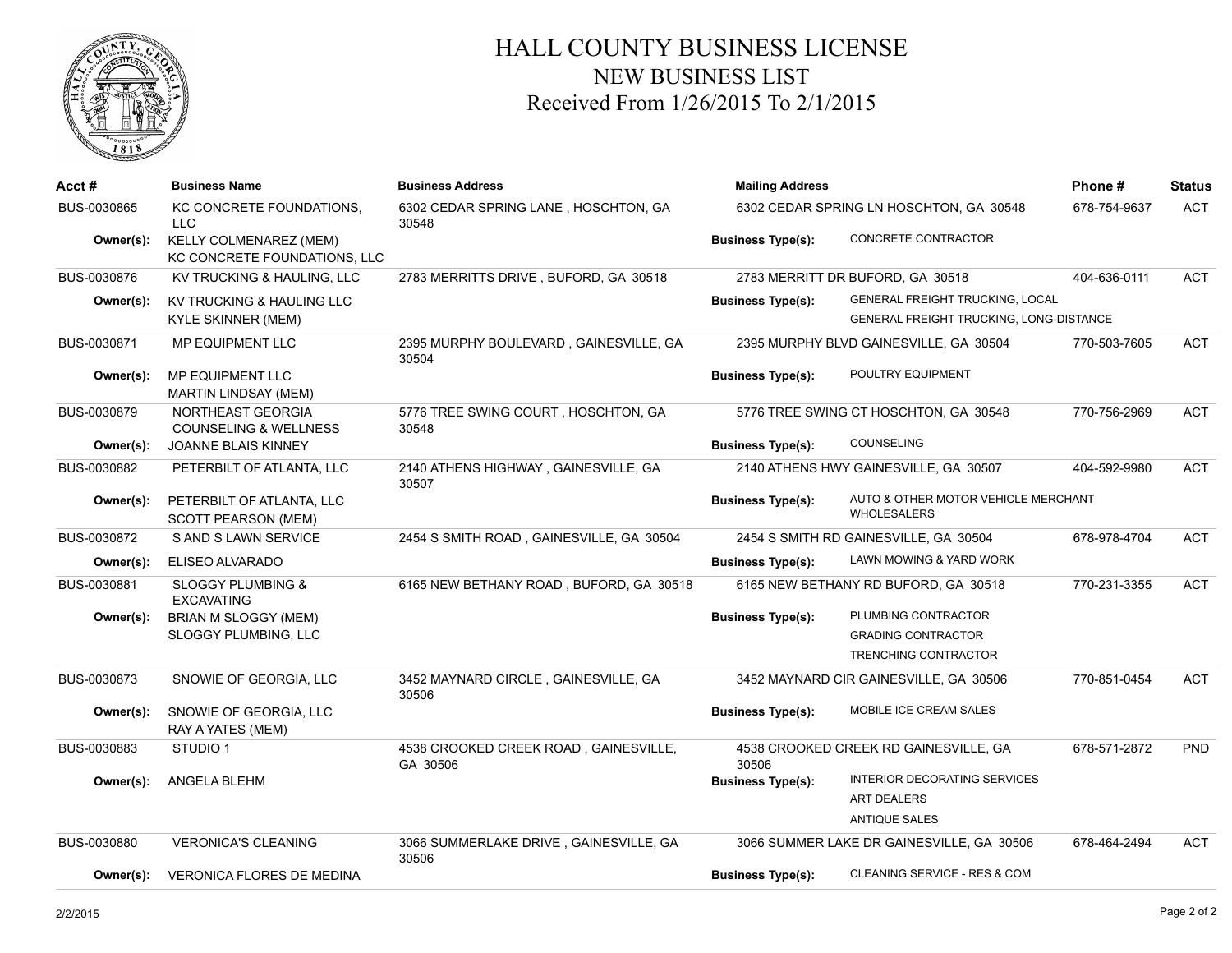# HALL COUNTY BUSINESS LICENSE
## NEW BUSINESS LIST
### Received From 1/26/2015 To 2/1/2015

| Acct # | Business Name | Business Address | Mailing Address | | Phone # | Status |
|---|---|---|---|---|---|---|
| BUS-0030865 | KC CONCRETE FOUNDATIONS, LLC | 6302 CEDAR SPRING LANE , HOSCHTON, GA 30548 | 6302 CEDAR SPRING LN HOSCHTON, GA 30548 | | 678-754-9637 | ACT |
| Owner(s): | KELLY COLMENAREZ (MEM)<br>KC CONCRETE FOUNDATIONS, LLC | | Business Type(s): | CONCRETE CONTRACTOR | | |
| BUS-0030876 | KV TRUCKING & HAULING, LLC | 2783 MERRITTS DRIVE , BUFORD, GA 30518 | 2783 MERRITT DR BUFORD, GA 30518 | | 404-636-0111 | ACT |
| Owner(s): | KV TRUCKING & HAULING LLC<br>KYLE SKINNER (MEM) | | Business Type(s): | GENERAL FREIGHT TRUCKING, LOCAL<br>GENERAL FREIGHT TRUCKING, LONG-DISTANCE | | |
| BUS-0030871 | MP EQUIPMENT LLC | 2395 MURPHY BOULEVARD , GAINESVILLE, GA 30504 | 2395 MURPHY BLVD GAINESVILLE, GA 30504 | | 770-503-7605 | ACT |
| Owner(s): | MP EQUIPMENT LLC<br>MARTIN LINDSAY (MEM) | | Business Type(s): | POULTRY EQUIPMENT | | |
| BUS-0030879 | NORTHEAST GEORGIA COUNSELING & WELLNESS | 5776 TREE SWING COURT , HOSCHTON, GA 30548 | 5776 TREE SWING CT HOSCHTON, GA 30548 | | 770-756-2969 | ACT |
| Owner(s): | JOANNE BLAIS KINNEY | | Business Type(s): | COUNSELING | | |
| BUS-0030882 | PETERBILT OF ATLANTA, LLC | 2140 ATHENS HIGHWAY , GAINESVILLE, GA 30507 | 2140 ATHENS HWY GAINESVILLE, GA 30507 | | 404-592-9980 | ACT |
| Owner(s): | PETERBILT OF ATLANTA, LLC<br>SCOTT PEARSON (MEM) | | Business Type(s): | AUTO & OTHER MOTOR VEHICLE MERCHANT WHOLESALERS | | |
| BUS-0030872 | S AND S LAWN SERVICE | 2454 S SMITH ROAD , GAINESVILLE, GA 30504 | 2454 S SMITH RD GAINESVILLE, GA 30504 | | 678-978-4704 | ACT |
| Owner(s): | ELISEO ALVARADO | | Business Type(s): | LAWN MOWING & YARD WORK | | |
| BUS-0030881 | SLOGGY PLUMBING & EXCAVATING | 6165 NEW BETHANY ROAD , BUFORD, GA 30518 | 6165 NEW BETHANY RD BUFORD, GA 30518 | | 770-231-3355 | ACT |
| Owner(s): | BRIAN M SLOGGY (MEM)<br>SLOGGY PLUMBING, LLC | | Business Type(s): | PLUMBING CONTRACTOR<br>GRADING CONTRACTOR<br>TRENCHING CONTRACTOR | | |
| BUS-0030873 | SNOWIE OF GEORGIA, LLC | 3452 MAYNARD CIRCLE , GAINESVILLE, GA 30506 | 3452 MAYNARD CIR GAINESVILLE, GA 30506 | | 770-851-0454 | ACT |
| Owner(s): | SNOWIE OF GEORGIA, LLC<br>RAY A YATES (MEM) | | Business Type(s): | MOBILE ICE CREAM SALES | | |
| BUS-0030883 | STUDIO 1 | 4538 CROOKED CREEK ROAD , GAINESVILLE, GA 30506 | 4538 CROOKED CREEK RD GAINESVILLE, GA 30506 | | 678-571-2872 | PND |
| Owner(s): | ANGELA BLEHM | | Business Type(s): | INTERIOR DECORATING SERVICES<br>ART DEALERS<br>ANTIQUE SALES | | |
| BUS-0030880 | VERONICA'S CLEANING | 3066 SUMMERLAKE DRIVE , GAINESVILLE, GA 30506 | 3066 SUMMER LAKE DR GAINESVILLE, GA 30506 | | 678-464-2494 | ACT |
| Owner(s): | VERONICA FLORES DE MEDINA | | Business Type(s): | CLEANING SERVICE - RES & COM | | |

2/2/2015